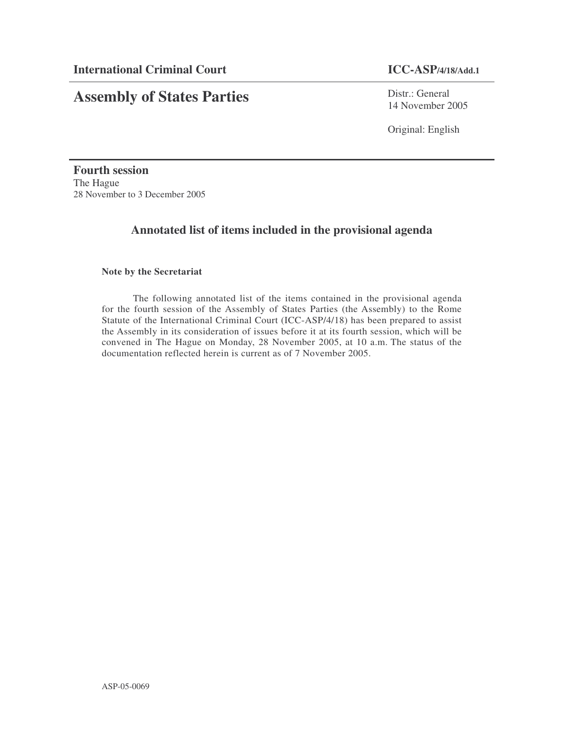**International Criminal Court** | **ICC-ASP/4/18/Add.1**

# Assembly of States Parties

Distr.: General
14 November 2005

Original: English

**Fourth session**
The Hague
28 November to 3 December 2005

## Annotated list of items included in the provisional agenda

**Note by the Secretariat**

The following annotated list of the items contained in the provisional agenda for the fourth session of the Assembly of States Parties (the Assembly) to the Rome Statute of the International Criminal Court (ICC-ASP/4/18) has been prepared to assist the Assembly in its consideration of issues before it at its fourth session, which will be convened in The Hague on Monday, 28 November 2005, at 10 a.m. The status of the documentation reflected herein is current as of 7 November 2005.

ASP-05-0069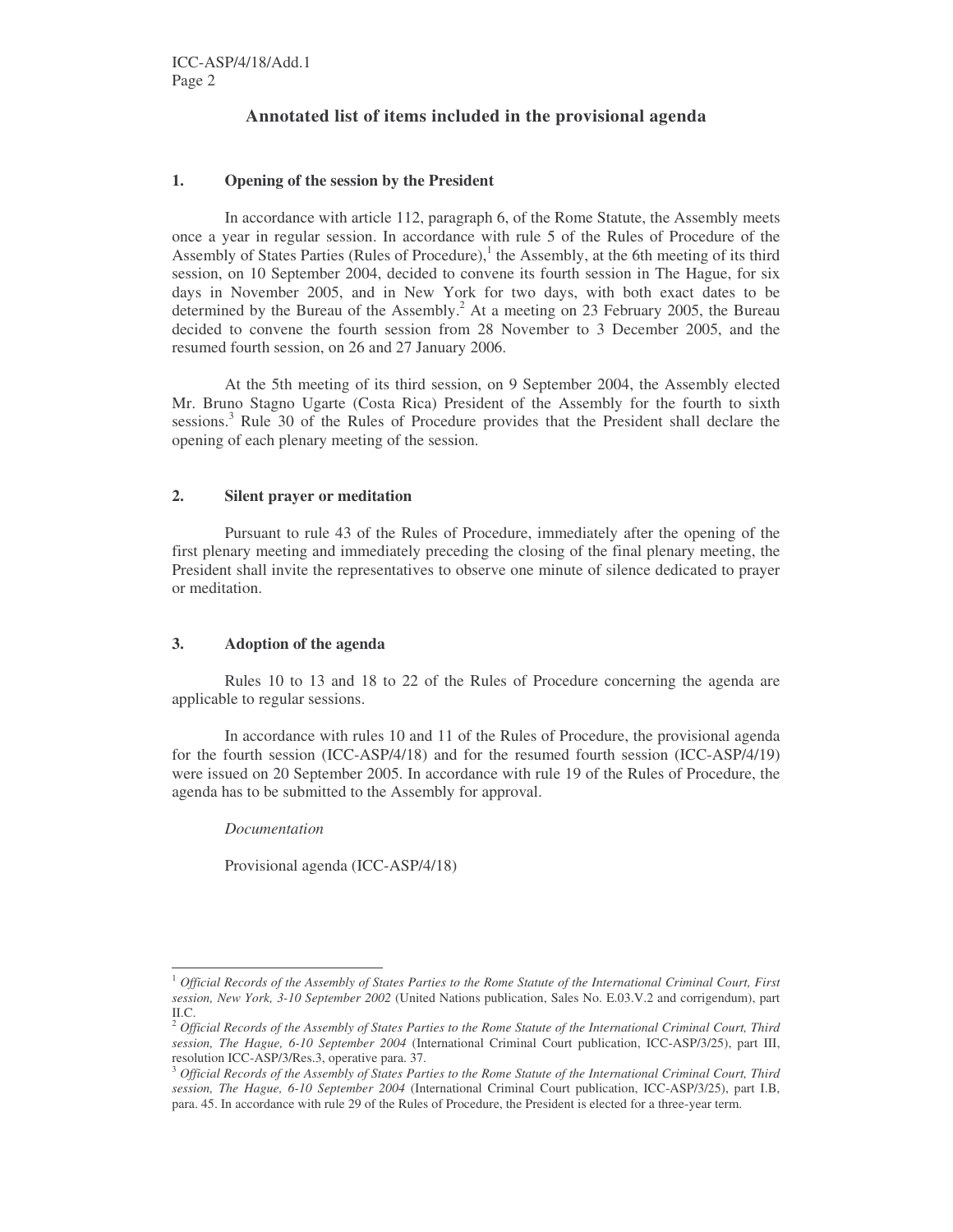## Annotated list of items included in the provisional agenda

### 1. Opening of the session by the President

In accordance with article 112, paragraph 6, of the Rome Statute, the Assembly meets once a year in regular session. In accordance with rule 5 of the Rules of Procedure of the Assembly of States Parties (Rules of Procedure),[1] the Assembly, at the 6th meeting of its third session, on 10 September 2004, decided to convene its fourth session in The Hague, for six days in November 2005, and in New York for two days, with both exact dates to be determined by the Bureau of the Assembly.[2] At a meeting on 23 February 2005, the Bureau decided to convene the fourth session from 28 November to 3 December 2005, and the resumed fourth session, on 26 and 27 January 2006.

At the 5th meeting of its third session, on 9 September 2004, the Assembly elected Mr. Bruno Stagno Ugarte (Costa Rica) President of the Assembly for the fourth to sixth sessions.[3] Rule 30 of the Rules of Procedure provides that the President shall declare the opening of each plenary meeting of the session.

### 2. Silent prayer or meditation

Pursuant to rule 43 of the Rules of Procedure, immediately after the opening of the first plenary meeting and immediately preceding the closing of the final plenary meeting, the President shall invite the representatives to observe one minute of silence dedicated to prayer or meditation.

### 3. Adoption of the agenda

Rules 10 to 13 and 18 to 22 of the Rules of Procedure concerning the agenda are applicable to regular sessions.

In accordance with rules 10 and 11 of the Rules of Procedure, the provisional agenda for the fourth session (ICC-ASP/4/18) and for the resumed fourth session (ICC-ASP/4/19) were issued on 20 September 2005. In accordance with rule 19 of the Rules of Procedure, the agenda has to be submitted to the Assembly for approval.

*Documentation*

Provisional agenda (ICC-ASP/4/18)

---

[1] *Official Records of the Assembly of States Parties to the Rome Statute of the International Criminal Court, First session, New York, 3-10 September 2002* (United Nations publication, Sales No. E.03.V.2 and corrigendum), part II.C.

[2] *Official Records of the Assembly of States Parties to the Rome Statute of the International Criminal Court, Third session, The Hague, 6-10 September 2004* (International Criminal Court publication, ICC-ASP/3/25), part III, resolution ICC-ASP/3/Res.3, operative para. 37.

[3] *Official Records of the Assembly of States Parties to the Rome Statute of the International Criminal Court, Third session, The Hague, 6-10 September 2004* (International Criminal Court publication, ICC-ASP/3/25), part I.B, para. 45. In accordance with rule 29 of the Rules of Procedure, the President is elected for a three-year term.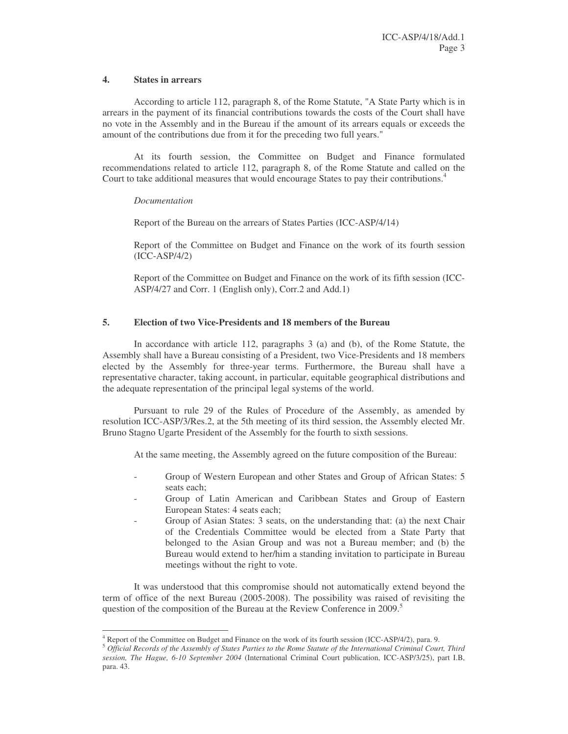## 4. States in arrears

According to article 112, paragraph 8, of the Rome Statute, "A State Party which is in arrears in the payment of its financial contributions towards the costs of the Court shall have no vote in the Assembly and in the Bureau if the amount of its arrears equals or exceeds the amount of the contributions due from it for the preceding two full years."

At its fourth session, the Committee on Budget and Finance formulated recommendations related to article 112, paragraph 8, of the Rome Statute and called on the Court to take additional measures that would encourage States to pay their contributions.[4]

*Documentation*

Report of the Bureau on the arrears of States Parties (ICC-ASP/4/14)

Report of the Committee on Budget and Finance on the work of its fourth session (ICC-ASP/4/2)

Report of the Committee on Budget and Finance on the work of its fifth session (ICC-ASP/4/27 and Corr. 1 (English only), Corr.2 and Add.1)

## 5. Election of two Vice-Presidents and 18 members of the Bureau

In accordance with article 112, paragraphs 3 (a) and (b), of the Rome Statute, the Assembly shall have a Bureau consisting of a President, two Vice-Presidents and 18 members elected by the Assembly for three-year terms. Furthermore, the Bureau shall have a representative character, taking account, in particular, equitable geographical distributions and the adequate representation of the principal legal systems of the world.

Pursuant to rule 29 of the Rules of Procedure of the Assembly, as amended by resolution ICC-ASP/3/Res.2, at the 5th meeting of its third session, the Assembly elected Mr. Bruno Stagno Ugarte President of the Assembly for the fourth to sixth sessions.

At the same meeting, the Assembly agreed on the future composition of the Bureau:

- Group of Western European and other States and Group of African States: 5 seats each;
- Group of Latin American and Caribbean States and Group of Eastern European States: 4 seats each;
- Group of Asian States: 3 seats, on the understanding that: (a) the next Chair of the Credentials Committee would be elected from a State Party that belonged to the Asian Group and was not a Bureau member; and (b) the Bureau would extend to her/him a standing invitation to participate in Bureau meetings without the right to vote.

It was understood that this compromise should not automatically extend beyond the term of office of the next Bureau (2005-2008). The possibility was raised of revisiting the question of the composition of the Bureau at the Review Conference in 2009.[5]

---

[4] Report of the Committee on Budget and Finance on the work of its fourth session (ICC-ASP/4/2), para. 9.

[5] *Official Records of the Assembly of States Parties to the Rome Statute of the International Criminal Court, Third session, The Hague, 6-10 September 2004* (International Criminal Court publication, ICC-ASP/3/25), part I.B, para. 43.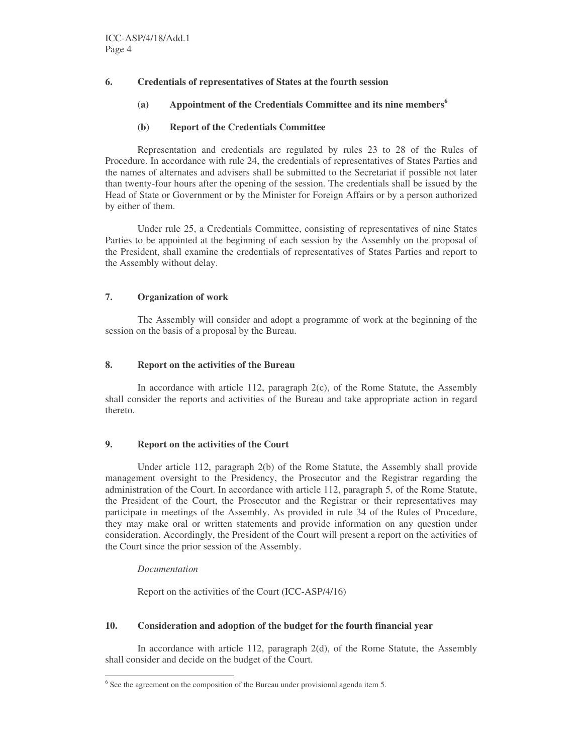## 6. Credentials of representatives of States at the fourth session

### (a) Appointment of the Credentials Committee and its nine members[6]

### (b) Report of the Credentials Committee

Representation and credentials are regulated by rules 23 to 28 of the Rules of Procedure. In accordance with rule 24, the credentials of representatives of States Parties and the names of alternates and advisers shall be submitted to the Secretariat if possible not later than twenty-four hours after the opening of the session. The credentials shall be issued by the Head of State or Government or by the Minister for Foreign Affairs or by a person authorized by either of them.

Under rule 25, a Credentials Committee, consisting of representatives of nine States Parties to be appointed at the beginning of each session by the Assembly on the proposal of the President, shall examine the credentials of representatives of States Parties and report to the Assembly without delay.

## 7. Organization of work

The Assembly will consider and adopt a programme of work at the beginning of the session on the basis of a proposal by the Bureau.

## 8. Report on the activities of the Bureau

In accordance with article 112, paragraph 2(c), of the Rome Statute, the Assembly shall consider the reports and activities of the Bureau and take appropriate action in regard thereto.

## 9. Report on the activities of the Court

Under article 112, paragraph 2(b) of the Rome Statute, the Assembly shall provide management oversight to the Presidency, the Prosecutor and the Registrar regarding the administration of the Court. In accordance with article 112, paragraph 5, of the Rome Statute, the President of the Court, the Prosecutor and the Registrar or their representatives may participate in meetings of the Assembly. As provided in rule 34 of the Rules of Procedure, they may make oral or written statements and provide information on any question under consideration. Accordingly, the President of the Court will present a report on the activities of the Court since the prior session of the Assembly.

*Documentation*

Report on the activities of the Court (ICC-ASP/4/16)

## 10. Consideration and adoption of the budget for the fourth financial year

In accordance with article 112, paragraph 2(d), of the Rome Statute, the Assembly shall consider and decide on the budget of the Court.

---

[6] See the agreement on the composition of the Bureau under provisional agenda item 5.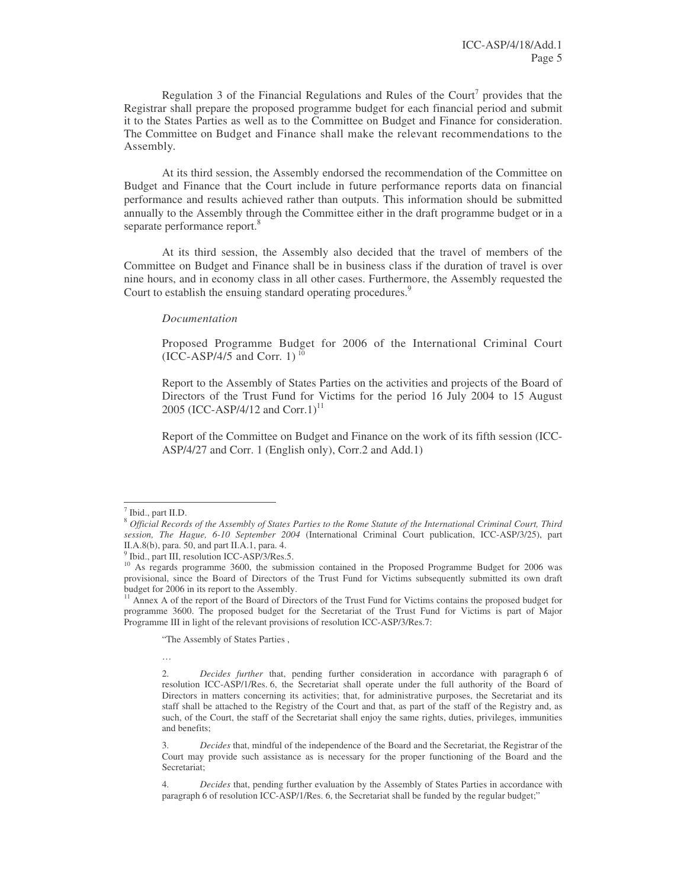Regulation 3 of the Financial Regulations and Rules of the Court[7] provides that the Registrar shall prepare the proposed programme budget for each financial period and submit it to the States Parties as well as to the Committee on Budget and Finance for consideration. The Committee on Budget and Finance shall make the relevant recommendations to the Assembly.

At its third session, the Assembly endorsed the recommendation of the Committee on Budget and Finance that the Court include in future performance reports data on financial performance and results achieved rather than outputs. This information should be submitted annually to the Assembly through the Committee either in the draft programme budget or in a separate performance report.[8]

At its third session, the Assembly also decided that the travel of members of the Committee on Budget and Finance shall be in business class if the duration of travel is over nine hours, and in economy class in all other cases. Furthermore, the Assembly requested the Court to establish the ensuing standard operating procedures.[9]

*Documentation*

Proposed Programme Budget for 2006 of the International Criminal Court (ICC-ASP/4/5 and Corr. 1)[10]

Report to the Assembly of States Parties on the activities and projects of the Board of Directors of the Trust Fund for Victims for the period 16 July 2004 to 15 August 2005 (ICC-ASP/4/12 and Corr.1)[11]

Report of the Committee on Budget and Finance on the work of its fifth session (ICC-ASP/4/27 and Corr. 1 (English only), Corr.2 and Add.1)

---

[7] Ibid., part II.D.

[8] *Official Records of the Assembly of States Parties to the Rome Statute of the International Criminal Court, Third session, The Hague, 6-10 September 2004* (International Criminal Court publication, ICC-ASP/3/25), part II.A.8(b), para. 50, and part II.A.1, para. 4.

[9] Ibid., part III, resolution ICC-ASP/3/Res.5.

[10] As regards programme 3600, the submission contained in the Proposed Programme Budget for 2006 was provisional, since the Board of Directors of the Trust Fund for Victims subsequently submitted its own draft budget for 2006 in its report to the Assembly.

[11] Annex A of the report of the Board of Directors of the Trust Fund for Victims contains the proposed budget for programme 3600. The proposed budget for the Secretariat of the Trust Fund for Victims is part of Major Programme III in light of the relevant provisions of resolution ICC-ASP/3/Res.7:

"The Assembly of States Parties ,

…

2. *Decides further* that, pending further consideration in accordance with paragraph 6 of resolution ICC-ASP/1/Res. 6, the Secretariat shall operate under the full authority of the Board of Directors in matters concerning its activities; that, for administrative purposes, the Secretariat and its staff shall be attached to the Registry of the Court and that, as part of the staff of the Registry and, as such, of the Court, the staff of the Secretariat shall enjoy the same rights, duties, privileges, immunities and benefits;

3. *Decides* that, mindful of the independence of the Board and the Secretariat, the Registrar of the Court may provide such assistance as is necessary for the proper functioning of the Board and the Secretariat;

4. *Decides* that, pending further evaluation by the Assembly of States Parties in accordance with paragraph 6 of resolution ICC-ASP/1/Res. 6, the Secretariat shall be funded by the regular budget;"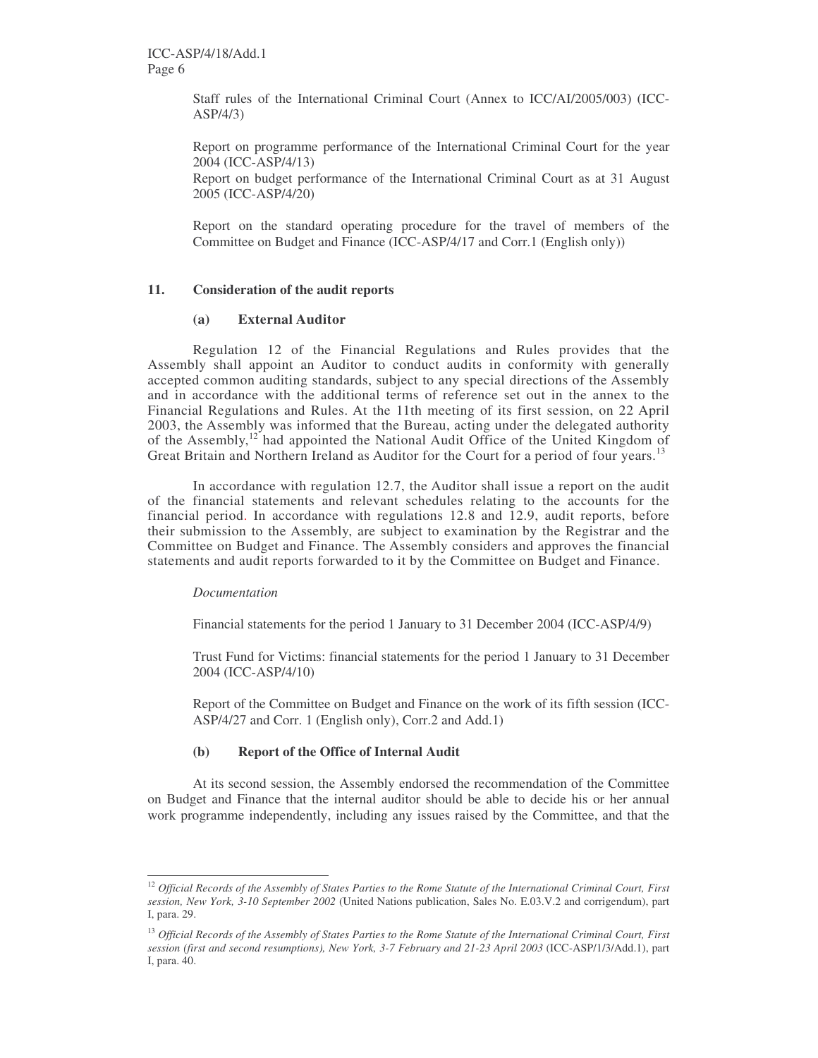Staff rules of the International Criminal Court (Annex to ICC/AI/2005/003) (ICC-ASP/4/3)

Report on programme performance of the International Criminal Court for the year 2004 (ICC-ASP/4/13)

Report on budget performance of the International Criminal Court as at 31 August 2005 (ICC-ASP/4/20)

Report on the standard operating procedure for the travel of members of the Committee on Budget and Finance (ICC-ASP/4/17 and Corr.1 (English only))

### 11. Consideration of the audit reports

#### (a) External Auditor

Regulation 12 of the Financial Regulations and Rules provides that the Assembly shall appoint an Auditor to conduct audits in conformity with generally accepted common auditing standards, subject to any special directions of the Assembly and in accordance with the additional terms of reference set out in the annex to the Financial Regulations and Rules. At the 11th meeting of its first session, on 22 April 2003, the Assembly was informed that the Bureau, acting under the delegated authority of the Assembly,[12] had appointed the National Audit Office of the United Kingdom of Great Britain and Northern Ireland as Auditor for the Court for a period of four years.[13]

In accordance with regulation 12.7, the Auditor shall issue a report on the audit of the financial statements and relevant schedules relating to the accounts for the financial period. In accordance with regulations 12.8 and 12.9, audit reports, before their submission to the Assembly, are subject to examination by the Registrar and the Committee on Budget and Finance. The Assembly considers and approves the financial statements and audit reports forwarded to it by the Committee on Budget and Finance.

*Documentation*

Financial statements for the period 1 January to 31 December 2004 (ICC-ASP/4/9)

Trust Fund for Victims: financial statements for the period 1 January to 31 December 2004 (ICC-ASP/4/10)

Report of the Committee on Budget and Finance on the work of its fifth session (ICC-ASP/4/27 and Corr. 1 (English only), Corr.2 and Add.1)

#### (b) Report of the Office of Internal Audit

At its second session, the Assembly endorsed the recommendation of the Committee on Budget and Finance that the internal auditor should be able to decide his or her annual work programme independently, including any issues raised by the Committee, and that the

---

[12] *Official Records of the Assembly of States Parties to the Rome Statute of the International Criminal Court, First session, New York, 3-10 September 2002* (United Nations publication, Sales No. E.03.V.2 and corrigendum), part I, para. 29.

[13] *Official Records of the Assembly of States Parties to the Rome Statute of the International Criminal Court, First session (first and second resumptions), New York, 3-7 February and 21-23 April 2003* (ICC-ASP/1/3/Add.1), part I, para. 40.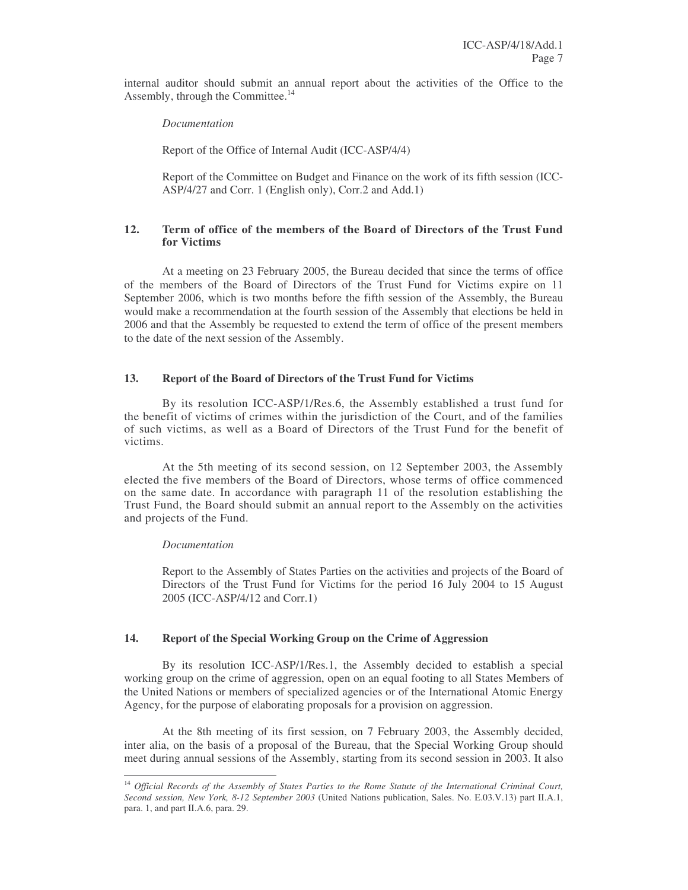internal auditor should submit an annual report about the activities of the Office to the Assembly, through the Committee.[14]

*Documentation*

Report of the Office of Internal Audit (ICC-ASP/4/4)

Report of the Committee on Budget and Finance on the work of its fifth session (ICC-ASP/4/27 and Corr. 1 (English only), Corr.2 and Add.1)

## 12. Term of office of the members of the Board of Directors of the Trust Fund for Victims

At a meeting on 23 February 2005, the Bureau decided that since the terms of office of the members of the Board of Directors of the Trust Fund for Victims expire on 11 September 2006, which is two months before the fifth session of the Assembly, the Bureau would make a recommendation at the fourth session of the Assembly that elections be held in 2006 and that the Assembly be requested to extend the term of office of the present members to the date of the next session of the Assembly.

## 13. Report of the Board of Directors of the Trust Fund for Victims

By its resolution ICC-ASP/1/Res.6, the Assembly established a trust fund for the benefit of victims of crimes within the jurisdiction of the Court, and of the families of such victims, as well as a Board of Directors of the Trust Fund for the benefit of victims.

At the 5th meeting of its second session, on 12 September 2003, the Assembly elected the five members of the Board of Directors, whose terms of office commenced on the same date. In accordance with paragraph 11 of the resolution establishing the Trust Fund, the Board should submit an annual report to the Assembly on the activities and projects of the Fund.

*Documentation*

Report to the Assembly of States Parties on the activities and projects of the Board of Directors of the Trust Fund for Victims for the period 16 July 2004 to 15 August 2005 (ICC-ASP/4/12 and Corr.1)

## 14. Report of the Special Working Group on the Crime of Aggression

By its resolution ICC-ASP/1/Res.1, the Assembly decided to establish a special working group on the crime of aggression, open on an equal footing to all States Members of the United Nations or members of specialized agencies or of the International Atomic Energy Agency, for the purpose of elaborating proposals for a provision on aggression.

At the 8th meeting of its first session, on 7 February 2003, the Assembly decided, inter alia, on the basis of a proposal of the Bureau, that the Special Working Group should meet during annual sessions of the Assembly, starting from its second session in 2003. It also

---

[14] *Official Records of the Assembly of States Parties to the Rome Statute of the International Criminal Court, Second session, New York, 8-12 September 2003* (United Nations publication, Sales. No. E.03.V.13) part II.A.1, para. 1, and part II.A.6, para. 29.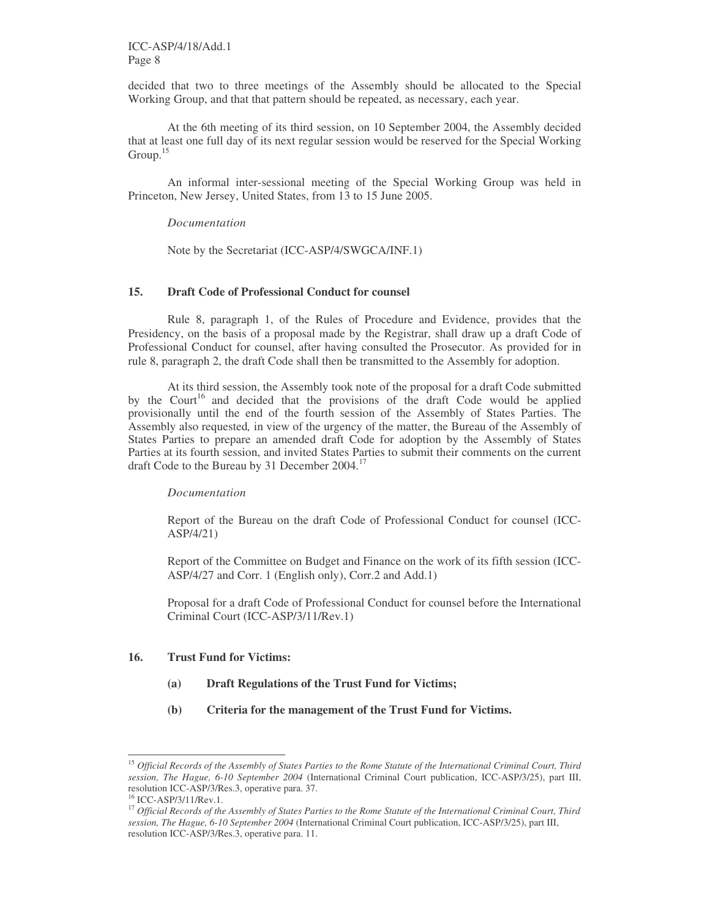decided that two to three meetings of the Assembly should be allocated to the Special Working Group, and that that pattern should be repeated, as necessary, each year.

At the 6th meeting of its third session, on 10 September 2004, the Assembly decided that at least one full day of its next regular session would be reserved for the Special Working Group.[15]

An informal inter-sessional meeting of the Special Working Group was held in Princeton, New Jersey, United States, from 13 to 15 June 2005.

*Documentation*

Note by the Secretariat (ICC-ASP/4/SWGCA/INF.1)

### 15. Draft Code of Professional Conduct for counsel

Rule 8, paragraph 1, of the Rules of Procedure and Evidence, provides that the Presidency, on the basis of a proposal made by the Registrar, shall draw up a draft Code of Professional Conduct for counsel, after having consulted the Prosecutor. As provided for in rule 8, paragraph 2, the draft Code shall then be transmitted to the Assembly for adoption.

At its third session, the Assembly took note of the proposal for a draft Code submitted by the Court[16] and decided that the provisions of the draft Code would be applied provisionally until the end of the fourth session of the Assembly of States Parties. The Assembly also requested*,* in view of the urgency of the matter, the Bureau of the Assembly of States Parties to prepare an amended draft Code for adoption by the Assembly of States Parties at its fourth session, and invited States Parties to submit their comments on the current draft Code to the Bureau by 31 December 2004.[17]

*Documentation*

Report of the Bureau on the draft Code of Professional Conduct for counsel (ICC-ASP/4/21)

Report of the Committee on Budget and Finance on the work of its fifth session (ICC-ASP/4/27 and Corr. 1 (English only), Corr.2 and Add.1)

Proposal for a draft Code of Professional Conduct for counsel before the International Criminal Court (ICC-ASP/3/11/Rev.1)

### 16. Trust Fund for Victims:

**(a) Draft Regulations of the Trust Fund for Victims;**

**(b) Criteria for the management of the Trust Fund for Victims.**

---

[15] *Official Records of the Assembly of States Parties to the Rome Statute of the International Criminal Court, Third session, The Hague, 6-10 September 2004* (International Criminal Court publication, ICC-ASP/3/25), part III, resolution ICC-ASP/3/Res.3, operative para. 37.

[16] ICC-ASP/3/11/Rev.1.

[17] *Official Records of the Assembly of States Parties to the Rome Statute of the International Criminal Court, Third session, The Hague, 6-10 September 2004* (International Criminal Court publication, ICC-ASP/3/25), part III, resolution ICC-ASP/3/Res.3, operative para. 11.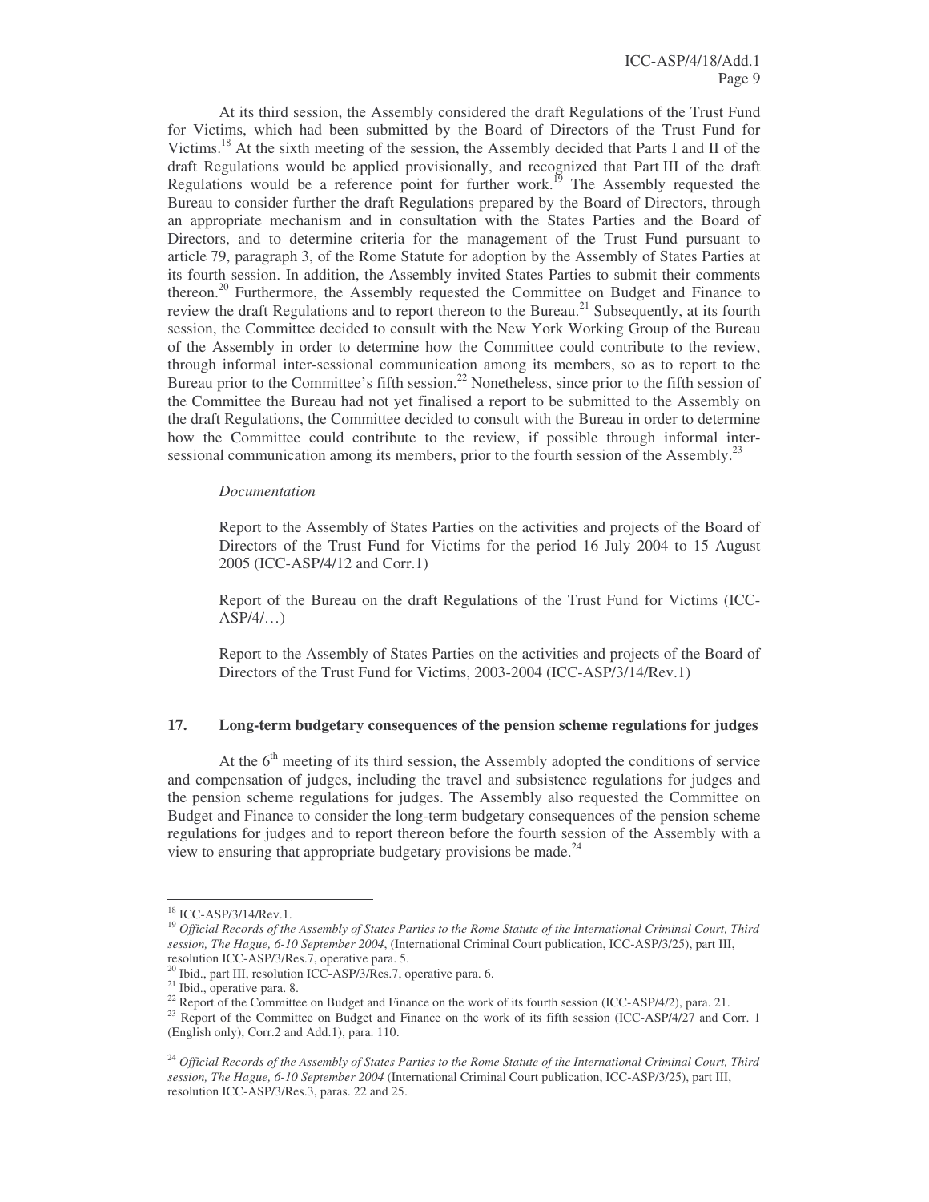At its third session, the Assembly considered the draft Regulations of the Trust Fund for Victims, which had been submitted by the Board of Directors of the Trust Fund for Victims.[18] At the sixth meeting of the session, the Assembly decided that Parts I and II of the draft Regulations would be applied provisionally, and recognized that Part III of the draft Regulations would be a reference point for further work.[19] The Assembly requested the Bureau to consider further the draft Regulations prepared by the Board of Directors, through an appropriate mechanism and in consultation with the States Parties and the Board of Directors, and to determine criteria for the management of the Trust Fund pursuant to article 79, paragraph 3, of the Rome Statute for adoption by the Assembly of States Parties at its fourth session. In addition, the Assembly invited States Parties to submit their comments thereon.[20] Furthermore, the Assembly requested the Committee on Budget and Finance to review the draft Regulations and to report thereon to the Bureau.[21] Subsequently, at its fourth session, the Committee decided to consult with the New York Working Group of the Bureau of the Assembly in order to determine how the Committee could contribute to the review, through informal inter-sessional communication among its members, so as to report to the Bureau prior to the Committee's fifth session.[22] Nonetheless, since prior to the fifth session of the Committee the Bureau had not yet finalised a report to be submitted to the Assembly on the draft Regulations, the Committee decided to consult with the Bureau in order to determine how the Committee could contribute to the review, if possible through informal inter-sessional communication among its members, prior to the fourth session of the Assembly.[23]

*Documentation*

Report to the Assembly of States Parties on the activities and projects of the Board of Directors of the Trust Fund for Victims for the period 16 July 2004 to 15 August 2005 (ICC-ASP/4/12 and Corr.1)

Report of the Bureau on the draft Regulations of the Trust Fund for Victims (ICC-ASP/4/…)

Report to the Assembly of States Parties on the activities and projects of the Board of Directors of the Trust Fund for Victims, 2003-2004 (ICC-ASP/3/14/Rev.1)

## 17. Long-term budgetary consequences of the pension scheme regulations for judges

At the 6th meeting of its third session, the Assembly adopted the conditions of service and compensation of judges, including the travel and subsistence regulations for judges and the pension scheme regulations for judges. The Assembly also requested the Committee on Budget and Finance to consider the long-term budgetary consequences of the pension scheme regulations for judges and to report thereon before the fourth session of the Assembly with a view to ensuring that appropriate budgetary provisions be made.[24]

---

[18] ICC-ASP/3/14/Rev.1.

[19] *Official Records of the Assembly of States Parties to the Rome Statute of the International Criminal Court, Third session, The Hague, 6-10 September 2004*, (International Criminal Court publication, ICC-ASP/3/25), part III, resolution ICC-ASP/3/Res.7, operative para. 5.

[20] Ibid., part III, resolution ICC-ASP/3/Res.7, operative para. 6.

[21] Ibid., operative para. 8.

[22] Report of the Committee on Budget and Finance on the work of its fourth session (ICC-ASP/4/2), para. 21.

[23] Report of the Committee on Budget and Finance on the work of its fifth session (ICC-ASP/4/27 and Corr. 1 (English only), Corr.2 and Add.1), para. 110.

[24] *Official Records of the Assembly of States Parties to the Rome Statute of the International Criminal Court, Third session, The Hague, 6-10 September 2004* (International Criminal Court publication, ICC-ASP/3/25), part III, resolution ICC-ASP/3/Res.3, paras. 22 and 25.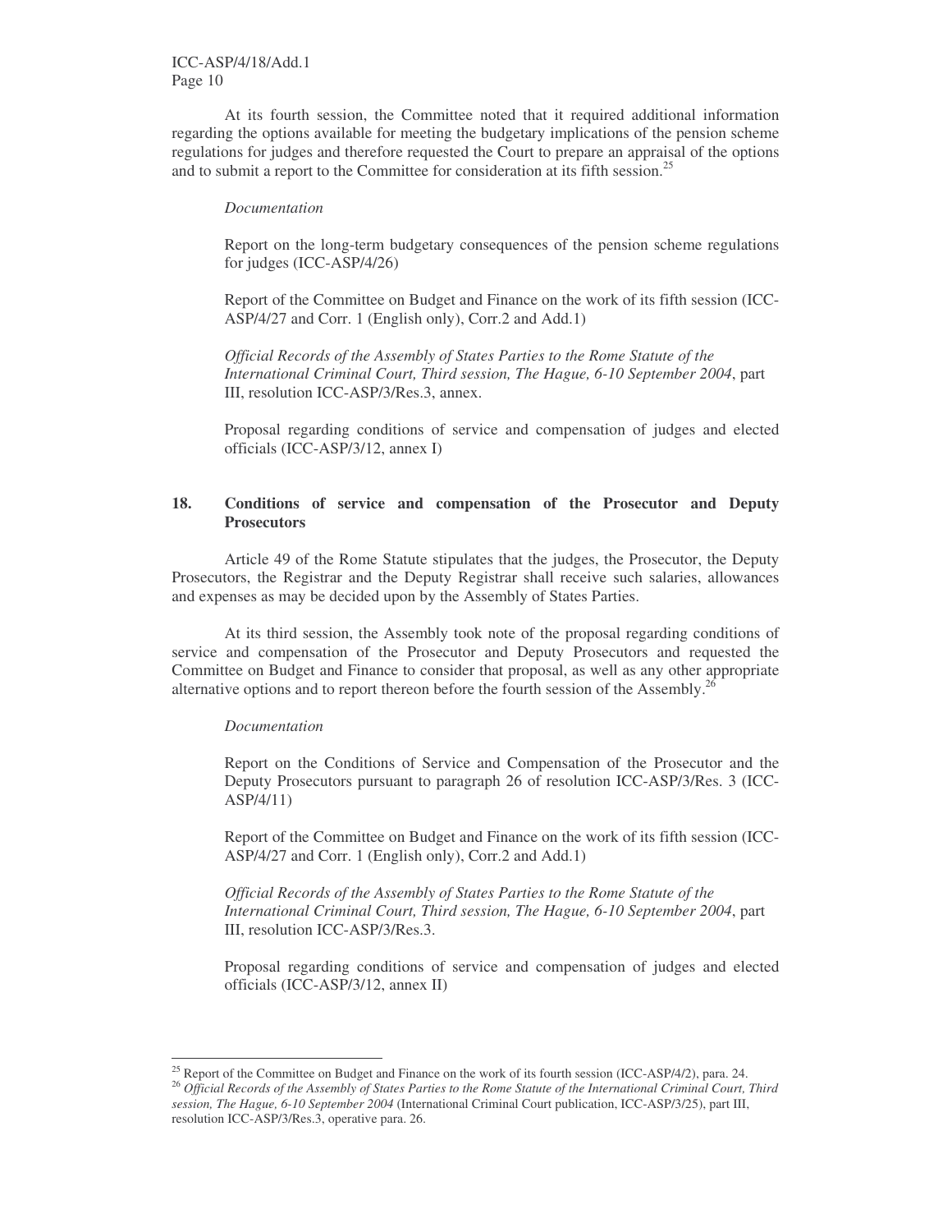At its fourth session, the Committee noted that it required additional information regarding the options available for meeting the budgetary implications of the pension scheme regulations for judges and therefore requested the Court to prepare an appraisal of the options and to submit a report to the Committee for consideration at its fifth session.[25]

*Documentation*

Report on the long-term budgetary consequences of the pension scheme regulations for judges (ICC-ASP/4/26)

Report of the Committee on Budget and Finance on the work of its fifth session (ICC-ASP/4/27 and Corr. 1 (English only), Corr.2 and Add.1)

*Official Records of the Assembly of States Parties to the Rome Statute of the International Criminal Court, Third session, The Hague, 6-10 September 2004*, part III, resolution ICC-ASP/3/Res.3, annex.

Proposal regarding conditions of service and compensation of judges and elected officials (ICC-ASP/3/12, annex I)

## 18. Conditions of service and compensation of the Prosecutor and Deputy Prosecutors

Article 49 of the Rome Statute stipulates that the judges, the Prosecutor, the Deputy Prosecutors, the Registrar and the Deputy Registrar shall receive such salaries, allowances and expenses as may be decided upon by the Assembly of States Parties.

At its third session, the Assembly took note of the proposal regarding conditions of service and compensation of the Prosecutor and Deputy Prosecutors and requested the Committee on Budget and Finance to consider that proposal, as well as any other appropriate alternative options and to report thereon before the fourth session of the Assembly.[26]

*Documentation*

Report on the Conditions of Service and Compensation of the Prosecutor and the Deputy Prosecutors pursuant to paragraph 26 of resolution ICC-ASP/3/Res. 3 (ICC-ASP/4/11)

Report of the Committee on Budget and Finance on the work of its fifth session (ICC-ASP/4/27 and Corr. 1 (English only), Corr.2 and Add.1)

*Official Records of the Assembly of States Parties to the Rome Statute of the International Criminal Court, Third session, The Hague, 6-10 September 2004*, part III, resolution ICC-ASP/3/Res.3.

Proposal regarding conditions of service and compensation of judges and elected officials (ICC-ASP/3/12, annex II)

---

[25] Report of the Committee on Budget and Finance on the work of its fourth session (ICC-ASP/4/2), para. 24.

[26] *Official Records of the Assembly of States Parties to the Rome Statute of the International Criminal Court, Third session, The Hague, 6-10 September 2004* (International Criminal Court publication, ICC-ASP/3/25), part III, resolution ICC-ASP/3/Res.3, operative para. 26.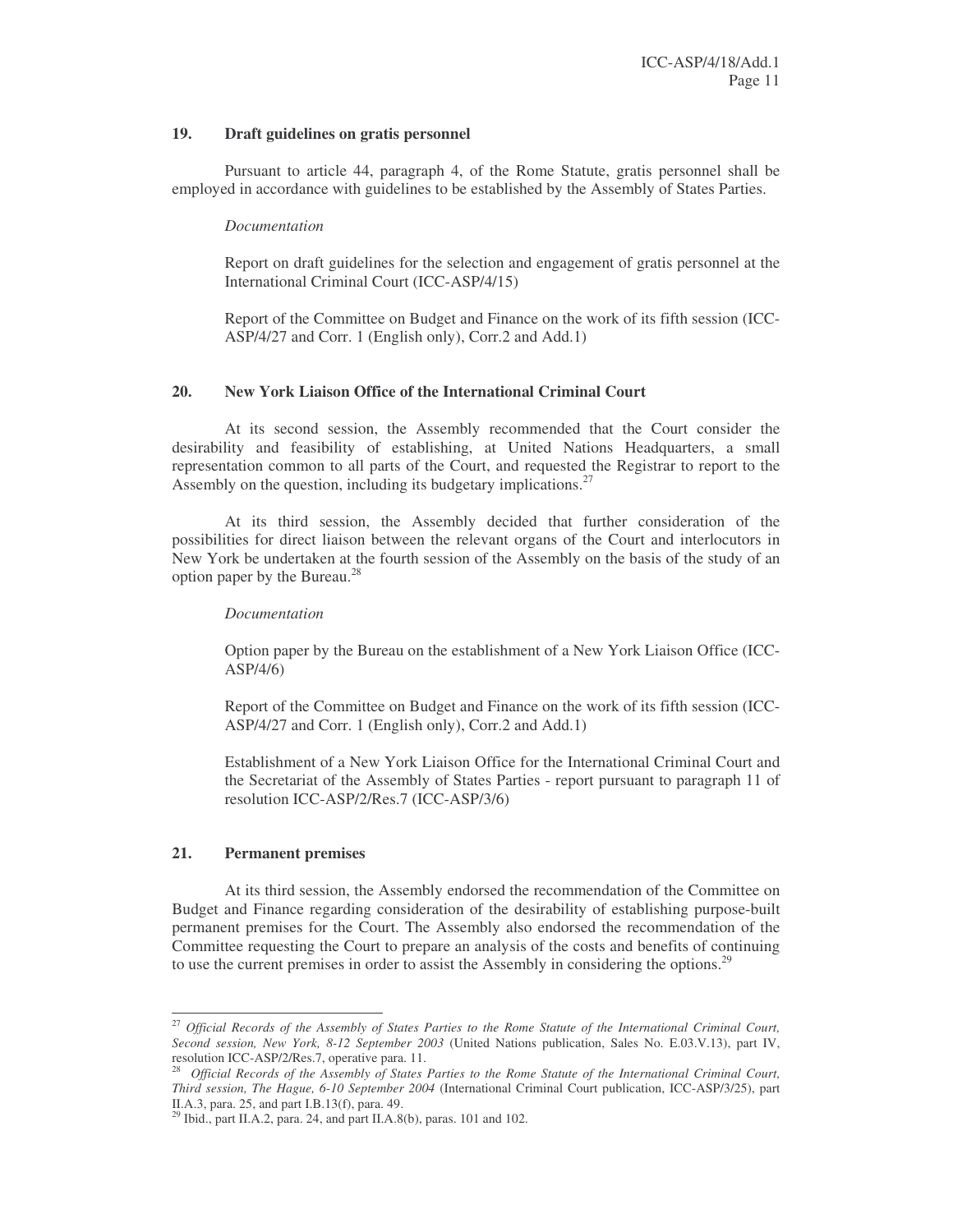## 19. Draft guidelines on gratis personnel

Pursuant to article 44, paragraph 4, of the Rome Statute, gratis personnel shall be employed in accordance with guidelines to be established by the Assembly of States Parties.

*Documentation*

Report on draft guidelines for the selection and engagement of gratis personnel at the International Criminal Court (ICC-ASP/4/15)

Report of the Committee on Budget and Finance on the work of its fifth session (ICC-ASP/4/27 and Corr. 1 (English only), Corr.2 and Add.1)

## 20. New York Liaison Office of the International Criminal Court

At its second session, the Assembly recommended that the Court consider the desirability and feasibility of establishing, at United Nations Headquarters, a small representation common to all parts of the Court, and requested the Registrar to report to the Assembly on the question, including its budgetary implications.[27]

At its third session, the Assembly decided that further consideration of the possibilities for direct liaison between the relevant organs of the Court and interlocutors in New York be undertaken at the fourth session of the Assembly on the basis of the study of an option paper by the Bureau.[28]

*Documentation*

Option paper by the Bureau on the establishment of a New York Liaison Office (ICC-ASP/4/6)

Report of the Committee on Budget and Finance on the work of its fifth session (ICC-ASP/4/27 and Corr. 1 (English only), Corr.2 and Add.1)

Establishment of a New York Liaison Office for the International Criminal Court and the Secretariat of the Assembly of States Parties - report pursuant to paragraph 11 of resolution ICC-ASP/2/Res.7 (ICC-ASP/3/6)

## 21. Permanent premises

At its third session, the Assembly endorsed the recommendation of the Committee on Budget and Finance regarding consideration of the desirability of establishing purpose-built permanent premises for the Court. The Assembly also endorsed the recommendation of the Committee requesting the Court to prepare an analysis of the costs and benefits of continuing to use the current premises in order to assist the Assembly in considering the options.[29]

---

[27] *Official Records of the Assembly of States Parties to the Rome Statute of the International Criminal Court, Second session, New York, 8-12 September 2003* (United Nations publication, Sales No. E.03.V.13), part IV, resolution ICC-ASP/2/Res.7, operative para. 11.

[28] *Official Records of the Assembly of States Parties to the Rome Statute of the International Criminal Court, Third session, The Hague, 6-10 September 2004* (International Criminal Court publication, ICC-ASP/3/25), part II.A.3, para. 25, and part I.B.13(f), para. 49.

[29] Ibid., part II.A.2, para. 24, and part II.A.8(b), paras. 101 and 102.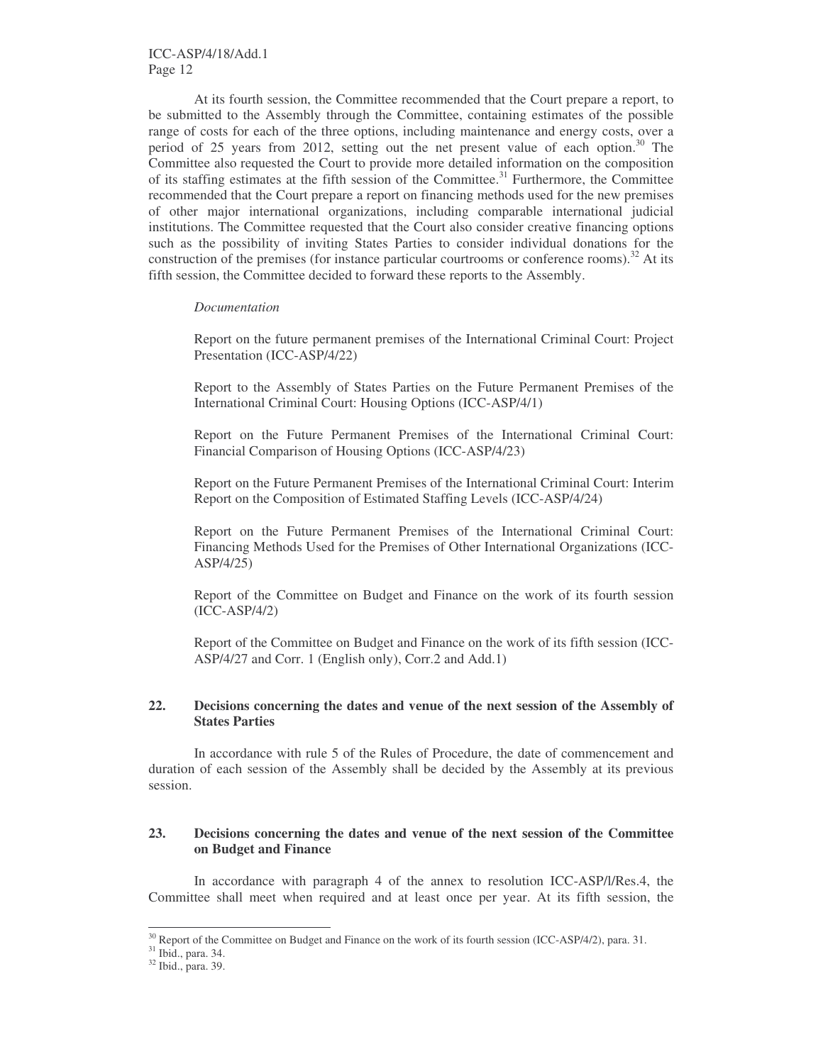At its fourth session, the Committee recommended that the Court prepare a report, to be submitted to the Assembly through the Committee, containing estimates of the possible range of costs for each of the three options, including maintenance and energy costs, over a period of 25 years from 2012, setting out the net present value of each option.[30] The Committee also requested the Court to provide more detailed information on the composition of its staffing estimates at the fifth session of the Committee.[31] Furthermore, the Committee recommended that the Court prepare a report on financing methods used for the new premises of other major international organizations, including comparable international judicial institutions. The Committee requested that the Court also consider creative financing options such as the possibility of inviting States Parties to consider individual donations for the construction of the premises (for instance particular courtrooms or conference rooms).[32] At its fifth session, the Committee decided to forward these reports to the Assembly.

*Documentation*

Report on the future permanent premises of the International Criminal Court: Project Presentation (ICC-ASP/4/22)

Report to the Assembly of States Parties on the Future Permanent Premises of the International Criminal Court: Housing Options (ICC-ASP/4/1)

Report on the Future Permanent Premises of the International Criminal Court: Financial Comparison of Housing Options (ICC-ASP/4/23)

Report on the Future Permanent Premises of the International Criminal Court: Interim Report on the Composition of Estimated Staffing Levels (ICC-ASP/4/24)

Report on the Future Permanent Premises of the International Criminal Court: Financing Methods Used for the Premises of Other International Organizations (ICC-ASP/4/25)

Report of the Committee on Budget and Finance on the work of its fourth session (ICC-ASP/4/2)

Report of the Committee on Budget and Finance on the work of its fifth session (ICC-ASP/4/27 and Corr. 1 (English only), Corr.2 and Add.1)

## 22. Decisions concerning the dates and venue of the next session of the Assembly of States Parties

In accordance with rule 5 of the Rules of Procedure, the date of commencement and duration of each session of the Assembly shall be decided by the Assembly at its previous session.

## 23. Decisions concerning the dates and venue of the next session of the Committee on Budget and Finance

In accordance with paragraph 4 of the annex to resolution ICC-ASP/l/Res.4, the Committee shall meet when required and at least once per year. At its fifth session, the

---

[30] Report of the Committee on Budget and Finance on the work of its fourth session (ICC-ASP/4/2), para. 31.

[31] Ibid., para. 34.

[32] Ibid., para. 39.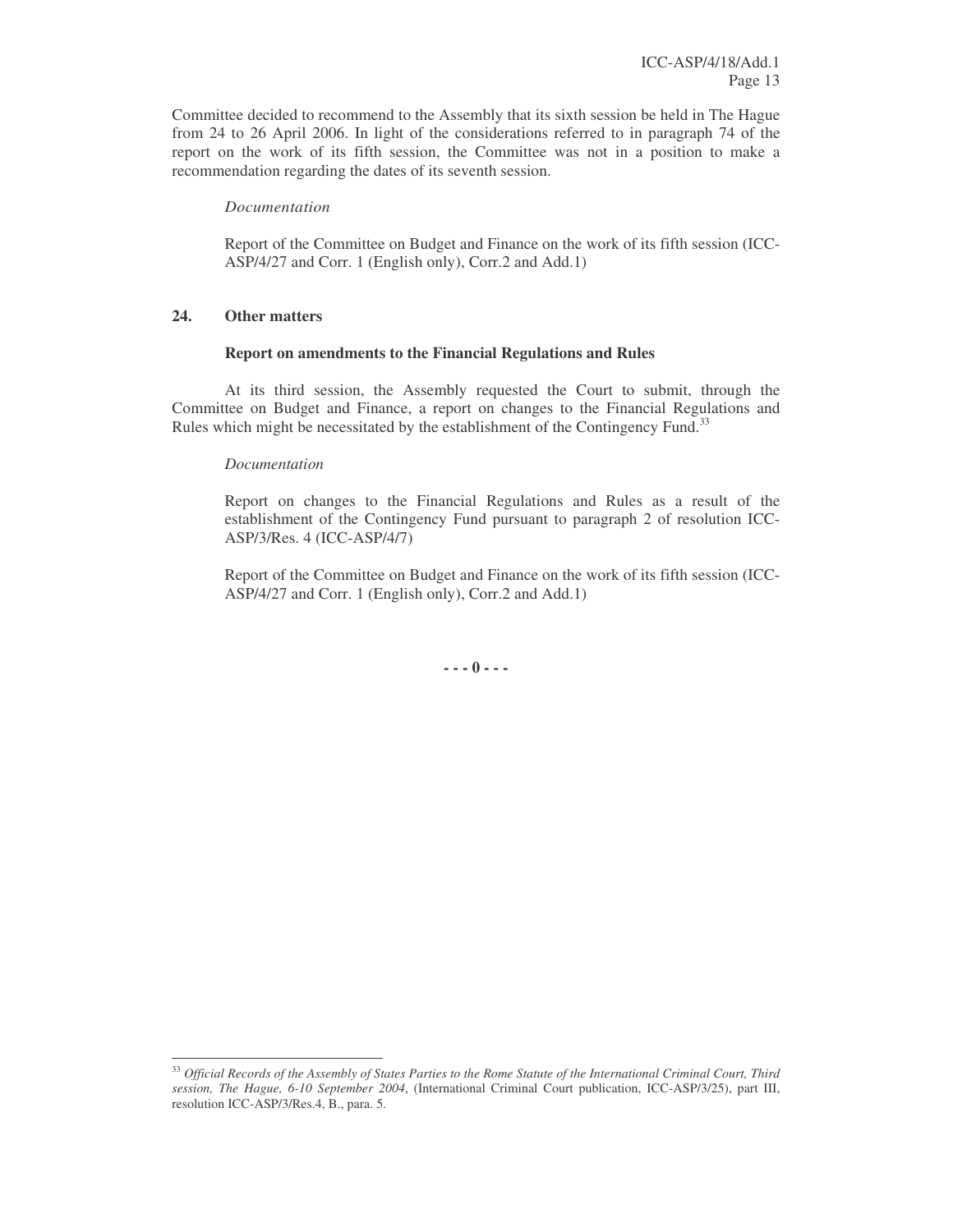Committee decided to recommend to the Assembly that its sixth session be held in The Hague from 24 to 26 April 2006. In light of the considerations referred to in paragraph 74 of the report on the work of its fifth session, the Committee was not in a position to make a recommendation regarding the dates of its seventh session.

*Documentation*

Report of the Committee on Budget and Finance on the work of its fifth session (ICC-ASP/4/27 and Corr. 1 (English only), Corr.2 and Add.1)

## 24. Other matters

### Report on amendments to the Financial Regulations and Rules

At its third session, the Assembly requested the Court to submit, through the Committee on Budget and Finance, a report on changes to the Financial Regulations and Rules which might be necessitated by the establishment of the Contingency Fund.[33]

*Documentation*

Report on changes to the Financial Regulations and Rules as a result of the establishment of the Contingency Fund pursuant to paragraph 2 of resolution ICC-ASP/3/Res. 4 (ICC-ASP/4/7)

Report of the Committee on Budget and Finance on the work of its fifth session (ICC-ASP/4/27 and Corr. 1 (English only), Corr.2 and Add.1)

**- - - 0 - - -**

---

[33] *Official Records of the Assembly of States Parties to the Rome Statute of the International Criminal Court, Third session, The Hague, 6-10 September 2004*, (International Criminal Court publication, ICC-ASP/3/25), part III, resolution ICC-ASP/3/Res.4, B., para. 5.